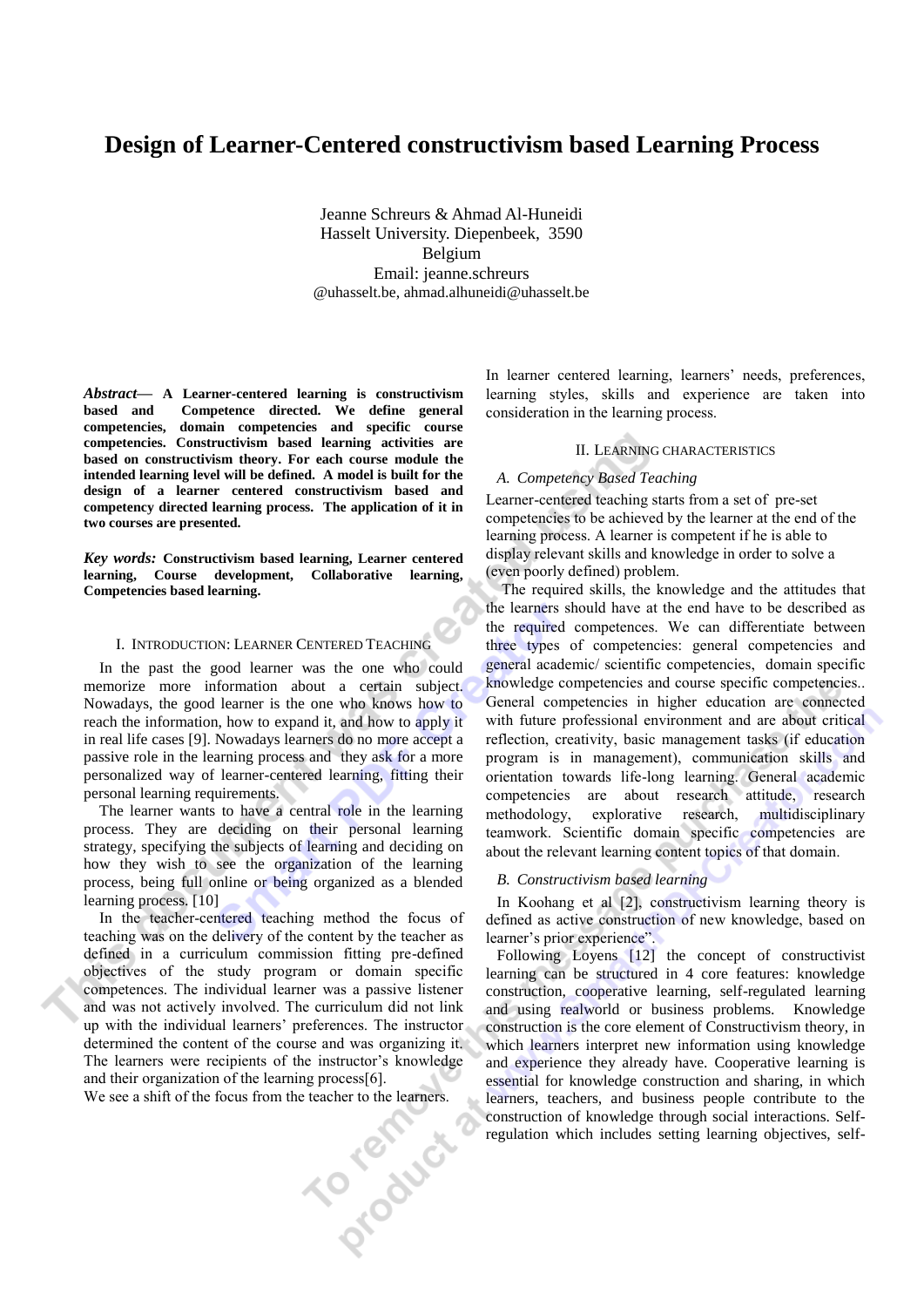# Design of Learner-Centered constructivism based Learning Process

Jeanne Schreurs & Ahmad Al-Huneidi
Hasselt University. Diepenbeek, 3590
Belgium
Email: jeanne.schreurs
@uhasselt.be, ahmad.alhuneidi@uhasselt.be

***Abstract*— A Learner-centered learning is constructivism based and Competence directed. We define general competencies, domain competencies and specific course competencies. Constructivism based learning activities are based on constructivism theory. For each course module the intended learning level will be defined. A model is built for the design of a learner centered constructivism based and competency directed learning process. The application of it in two courses are presented.**

***Key words:* Constructivism based learning, Learner centered learning, Course development, Collaborative learning, Competencies based learning.**

## I. Introduction: Learner Centered Teaching

In the past the good learner was the one who could memorize more information about a certain subject. Nowadays, the good learner is the one who knows how to reach the information, how to expand it, and how to apply it in real life cases [9]. Nowadays learners do no more accept a passive role in the learning process and they ask for a more personalized way of learner-centered learning, fitting their personal learning requirements.

The learner wants to have a central role in the learning process. They are deciding on their personal learning strategy, specifying the subjects of learning and deciding on how they wish to see the organization of the learning process, being full online or being organized as a blended learning process. [10]

In the teacher-centered teaching method the focus of teaching was on the delivery of the content by the teacher as defined in a curriculum commission fitting pre-defined objectives of the study program or domain specific competences. The individual learner was a passive listener and was not actively involved. The curriculum did not link up with the individual learners' preferences. The instructor determined the content of the course and was organizing it. The learners were recipients of the instructor's knowledge and their organization of the learning process[6].

We see a shift of the focus from the teacher to the learners.

In learner centered learning, learners' needs, preferences, learning styles, skills and experience are taken into consideration in the learning process.

## II. Learning characteristics

### A. Competency Based Teaching

Learner-centered teaching starts from a set of pre-set competencies to be achieved by the learner at the end of the learning process. A learner is competent if he is able to display relevant skills and knowledge in order to solve a (even poorly defined) problem.

The required skills, the knowledge and the attitudes that the learners should have at the end have to be described as the required competences. We can differentiate between three types of competencies: general competencies and general academic/ scientific competencies, domain specific knowledge competencies and course specific competencies.. General competencies in higher education are connected with future professional environment and are about critical reflection, creativity, basic management tasks (if education program is in management), communication skills and orientation towards life-long learning. General academic competencies are about research attitude, research methodology, explorative research, multidisciplinary teamwork. Scientific domain specific competencies are about the relevant learning content topics of that domain.

### B. Constructivism based learning

In Koohang et al [2], constructivism learning theory is defined as active construction of new knowledge, based on learner's prior experience".

Following Loyens [12] the concept of constructivist learning can be structured in 4 core features: knowledge construction, cooperative learning, self-regulated learning and using realworld or business problems. Knowledge construction is the core element of Constructivism theory, in which learners interpret new information using knowledge and experience they already have. Cooperative learning is essential for knowledge construction and sharing, in which learners, teachers, and business people contribute to the construction of knowledge through social interactions. Self-regulation which includes setting learning objectives, self-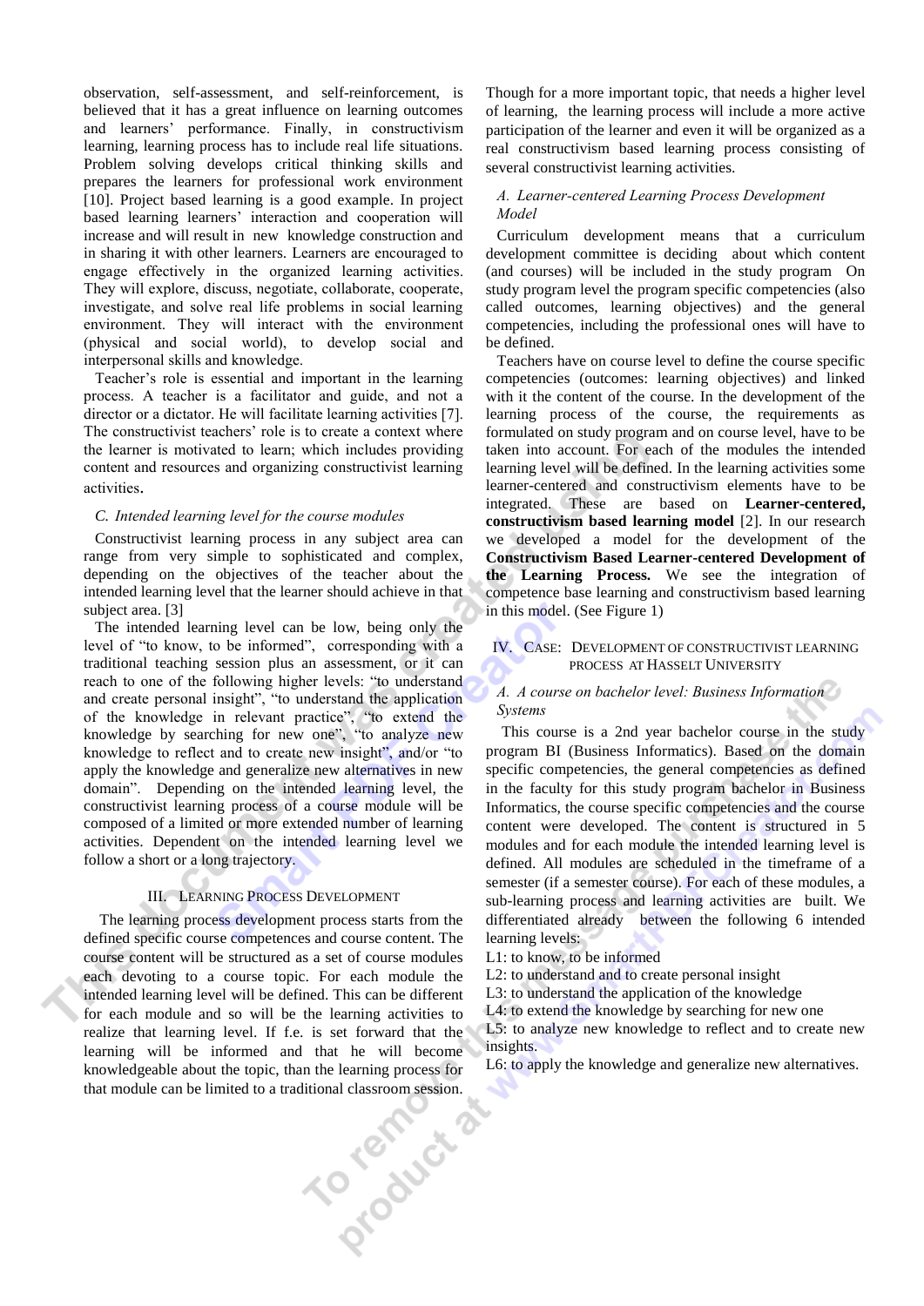observation, self-assessment, and self-reinforcement, is believed that it has a great influence on learning outcomes and learners' performance. Finally, in constructivism learning, learning process has to include real life situations. Problem solving develops critical thinking skills and prepares the learners for professional work environment [10]. Project based learning is a good example. In project based learning learners' interaction and cooperation will increase and will result in new knowledge construction and in sharing it with other learners. Learners are encouraged to engage effectively in the organized learning activities. They will explore, discuss, negotiate, collaborate, cooperate, investigate, and solve real life problems in social learning environment. They will interact with the environment (physical and social world), to develop social and interpersonal skills and knowledge.

Teacher's role is essential and important in the learning process. A teacher is a facilitator and guide, and not a director or a dictator. He will facilitate learning activities [7]. The constructivist teachers' role is to create a context where the learner is motivated to learn; which includes providing content and resources and organizing constructivist learning activities.

### C. Intended learning level for the course modules

Constructivist learning process in any subject area can range from very simple to sophisticated and complex, depending on the objectives of the teacher about the intended learning level that the learner should achieve in that subject area. [3]

The intended learning level can be low, being only the level of "to know, to be informed", corresponding with a traditional teaching session plus an assessment, or it can reach to one of the following higher levels: "to understand and create personal insight", "to understand the application of the knowledge in relevant practice", "to extend the knowledge by searching for new one", "to analyze new knowledge to reflect and to create new insight", and/or "to apply the knowledge and generalize new alternatives in new domain". Depending on the intended learning level, the constructivist learning process of a course module will be composed of a limited or more extended number of learning activities. Dependent on the intended learning level we follow a short or a long trajectory.

## III. Learning Process Development

The learning process development process starts from the defined specific course competences and course content. The course content will be structured as a set of course modules each devoting to a course topic. For each module the intended learning level will be defined. This can be different for each module and so will be the learning activities to realize that learning level. If f.e. is set forward that the learning will be informed and that he will become knowledgeable about the topic, than the learning process for that module can be limited to a traditional classroom session. Though for a more important topic, that needs a higher level of learning, the learning process will include a more active participation of the learner and even it will be organized as a real constructivism based learning process consisting of several constructivist learning activities.

### A. Learner-centered Learning Process Development Model

Curriculum development means that a curriculum development committee is deciding about which content (and courses) will be included in the study program On study program level the program specific competencies (also called outcomes, learning objectives) and the general competencies, including the professional ones will have to be defined.

Teachers have on course level to define the course specific competencies (outcomes: learning objectives) and linked with it the content of the course. In the development of the learning process of the course, the requirements as formulated on study program and on course level, have to be taken into account. For each of the modules the intended learning level will be defined. In the learning activities some learner-centered and constructivism elements have to be integrated. These are based on **Learner-centered, constructivism based learning model** [2]. In our research we developed a model for the development of the **Constructivism Based Learner-centered Development of the Learning Process.** We see the integration of competence base learning and constructivism based learning in this model. (See Figure 1)

## IV. Case: Development of Constructivist Learning Process at Hasselt University

### A. A course on bachelor level: Business Information Systems

This course is a 2nd year bachelor course in the study program BI (Business Informatics). Based on the domain specific competencies, the general competencies as defined in the faculty for this study program bachelor in Business Informatics, the course specific competencies and the course content were developed. The content is structured in 5 modules and for each module the intended learning level is defined. All modules are scheduled in the timeframe of a semester (if a semester course). For each of these modules, a sub-learning process and learning activities are built. We differentiated already between the following 6 intended learning levels:

L1: to know, to be informed
L2: to understand and to create personal insight
L3: to understand the application of the knowledge
L4: to extend the knowledge by searching for new one
L5: to analyze new knowledge to reflect and to create new insights.
L6: to apply the knowledge and generalize new alternatives.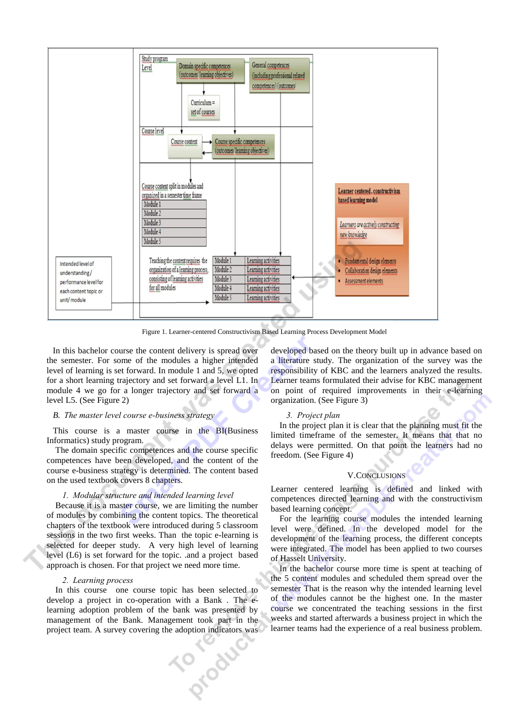Figure 1. Learner-centered Constructivism Based Learning Process Development Model

In this bachelor course the content delivery is spread over the semester. For some of the modules a higher intended level of learning is set forward. In module 1 and 5, we opted for a short learning trajectory and set forward a level L1. In module 4 we go for a longer trajectory and set forward a level L5. (See Figure 2)

### *B. The master level course e-business strategy*

This course is a master course in the BI(Business Informatics) study program.

The domain specific competences and the course specific competences have been developed, and the content of the course e-business strategy is determined. The content based on the used textbook covers 8 chapters.

#### *1. Modular structure and intended learning level*

Because it is a master course, we are limiting the number of modules by combining the content topics. The theoretical chapters of the textbook were introduced during 5 classroom sessions in the two first weeks. Than the topic e-learning is selected for deeper study. A very high level of learning level (L6) is set forward for the topic. .and a project based approach is chosen. For that project we need more time.

#### *2. Learning process*

In this course one course topic has been selected to develop a project in co-operation with a Bank . The e-learning adoption problem of the bank was presented by management of the Bank. Management took part in the project team. A survey covering the adoption indicators was developed based on the theory built up in advance based on a literature study. The organization of the survey was the responsibility of KBC and the learners analyzed the results. Learner teams formulated their advise for KBC management on point of required improvements in their e-learning organization. (See Figure 3)

#### *3. Project plan*

In the project plan it is clear that the planning must fit the limited timeframe of the semester. It means that no delays were permitted. On that point the learners had no freedom. (See Figure 4)

## V. Conclusions

Learner centered learning is defined and linked with competences directed learning and with the constructivism based learning concept.

For the learning course modules the intended learning level were defined. In the developed model for the development of the learning process, the different concepts were integrated. The model has been applied to two courses of Hasselt University.

In the bachelor course more time is spent at teaching of the 5 content modules and scheduled them spread over the semester That is the reason why the intended learning level of the modules cannot be the highest one. In the master course we concentrated the teaching sessions in the first weeks and started afterwards a business project in which the learner teams had the experience of a real business problem.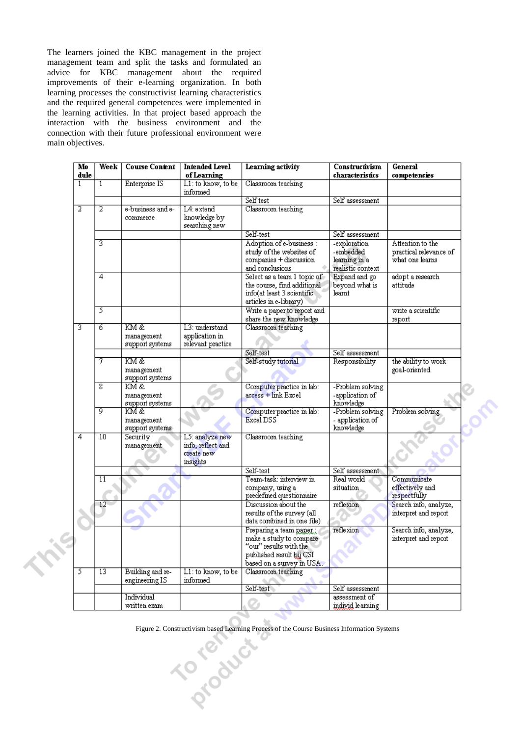The learners joined the KBC management in the project management team and split the tasks and formulated an advice for KBC management about the required improvements of their e-learning organization. In both learning processes the constructivist learning characteristics and the required general competences were implemented in the learning activities. In that project based approach the interaction with the business environment and the connection with their future professional environment were main objectives.

| Module | Week | Course Content | Intended Level of Learning | Learning activity | Constructivism characteristics | General competencies |
|---|---|---|---|---|---|---|
| 1 | 1 | Enterprise IS | L1: to know, to be informed | Classroom teaching | | |
| | | | | Self test | Self assessment | |
| 2 | 2 | e-business and e-commerce | L4: extend knowledge by searching new | Classroom teaching | | |
| | | | | Self-test | Self assessment | |
| | 3 | | | Adoption of e-business : study of the websites of companies + discussion and conclusions | -exploration -embedded learning in a realistic context | Attention to the practical relevance of what one learns |
| | 4 | | | Select as a team 1 topic of the course, find additional info(at least 3 scientific articles in e-library) | Expand and go beyond what is learnt | adopt a research attitude |
| | 5 | | | Write a paper to report and share the new knowledge | | write a scientific report |
| 3 | 6 | KM & management support systems | L3: understand application in relevant practice | Classroom teaching | | |
| | | | | Self-test | Self assessment | |
| | 7 | KM & management support systems | | Self-study tutorial | Responsibility | the ability to work goal-oriented |
| | 8 | KM & management support systems | | Computer practice in lab: access + link Excel | -Problem solving -application of knowledge | |
| | 9 | KM & management support systems | | Computer practice in lab: Excel DSS | -Problem solving - application of knowledge | Problem solving |
| 4 | 10 | Security management | L5: analyze new info, reflect and create new insights | Classroom teaching | | |
| | | | | Self-test | Self assessment | |
| | 11 | | | Team-task: interview in company, using a predefined questionnaire | Real world situation | Communicate effectively and respectfully |
| | 12 | | | Discussion about the results of the survey (all data combined in one file) | reflexion | Search info, analyze, interpret and report |
| | | | | Preparing a team paper , make a study to compare "our" results with the published result bij CSI based on a survey in USA. | reflexion | Search info, analyze, interpret and report |
| 5 | 13 | Building and re-engineering IS | L1: to know, to be informed | Classroom teaching | | |
| | | | | Self-test | Self assessment | |
| | | Individual written exam | | | assessment of individ learning | |

Figure 2. Constructivism based Learning Process of the Course Business Information Systems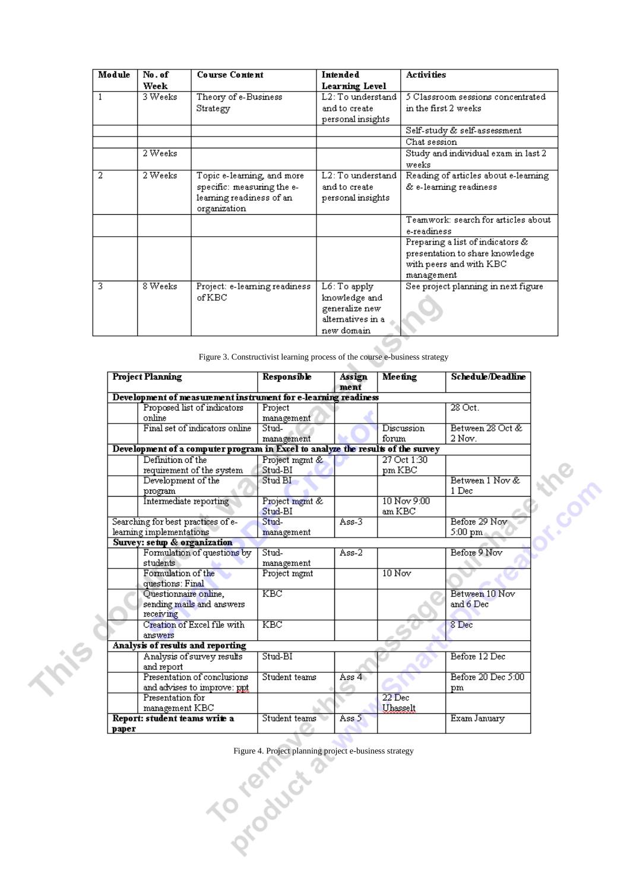| Module | No. of Week | Course Content | Intended Learning Level | Activities |
|---|---|---|---|---|
| 1 | 3 Weeks | Theory of e-Business Strategy | L2: To understand and to create personal insights | 5 Classroom sessions concentrated in the first 2 weeks |
| | | | | Self-study & self-assessment |
| | | | | Chat session |
| | 2 Weeks | | | Study and individual exam in last 2 weeks |
| 2 | 2 Weeks | Topic e-learning, and more specific: measuring the e-learning readiness of an organization | L2: To understand and to create personal insights | Reading of articles about e-learning & e-learning readiness |
| | | | | Teamwork: search for articles about e-readiness |
| | | | | Preparing a list of indicators & presentation to share knowledge with peers and with KBC management |
| 3 | 8 Weeks | Project: e-learning readiness of KBC | L6: To apply knowledge and generalize new alternatives in a new domain | See project planning in next figure |

Figure 3. Constructivist learning process of the course e-business strategy

| Project Planning | | Responsible | Assign ment | Meeting | Schedule/Deadline |
|---|---|---|---|---|---|
| **Development of measurement instrument for e-learning readiness** | | | | | |
| | Proposed list of indicators online | Project management | | | 28 Oct. |
| | Final set of indicators online | Stud-management | | Discussion forum | Between 28 Oct & 2 Nov. |
| **Development of a computer program in Excel to analyze the results of the survey** | | | | | |
| | Definition of the requirement of the system | Project mgmt & Stud-BI | | 27 Oct 1:30 pm KBC | |
| | Development of the program | Stud BI | | | Between 1 Nov & 1 Dec |
| | Intermediate reporting | Project mgmt & Stud-BI | | 10 Nov 9:00 am KBC | |
| Searching for best practices of e-learning implementations | | Stud-management | Ass-3 | | Before 29 Nov 5:00 pm |
| **Survey: setup & organization** | | | | | |
| | Formulation of questions by students | Stud-management | Ass-2 | | Before 9 Nov |
| | Formulation of the questions: Final | Project mgmt | | 10 Nov | |
| | Questionnaire online, sending mails and answers receiving | KBC | | | Between 10 Nov and 6 Dec |
| | Creation of Excel file with answers | KBC | | | 8 Dec |
| **Analysis of results and reporting** | | | | | |
| | Analysis of survey results and report | Stud-BI | | | Before 12 Dec |
| | Presentation of conclusions and advises to improve: ppt | Student teams | Ass 4 | | Before 20 Dec 5:00 pm |
| | Presentation for management KBC | | | 22 Dec Uhasselt | |
| **Report: student teams write a paper** | | Student teams | Ass 5 | | Exam January |

Figure 4. Project planning project e-business strategy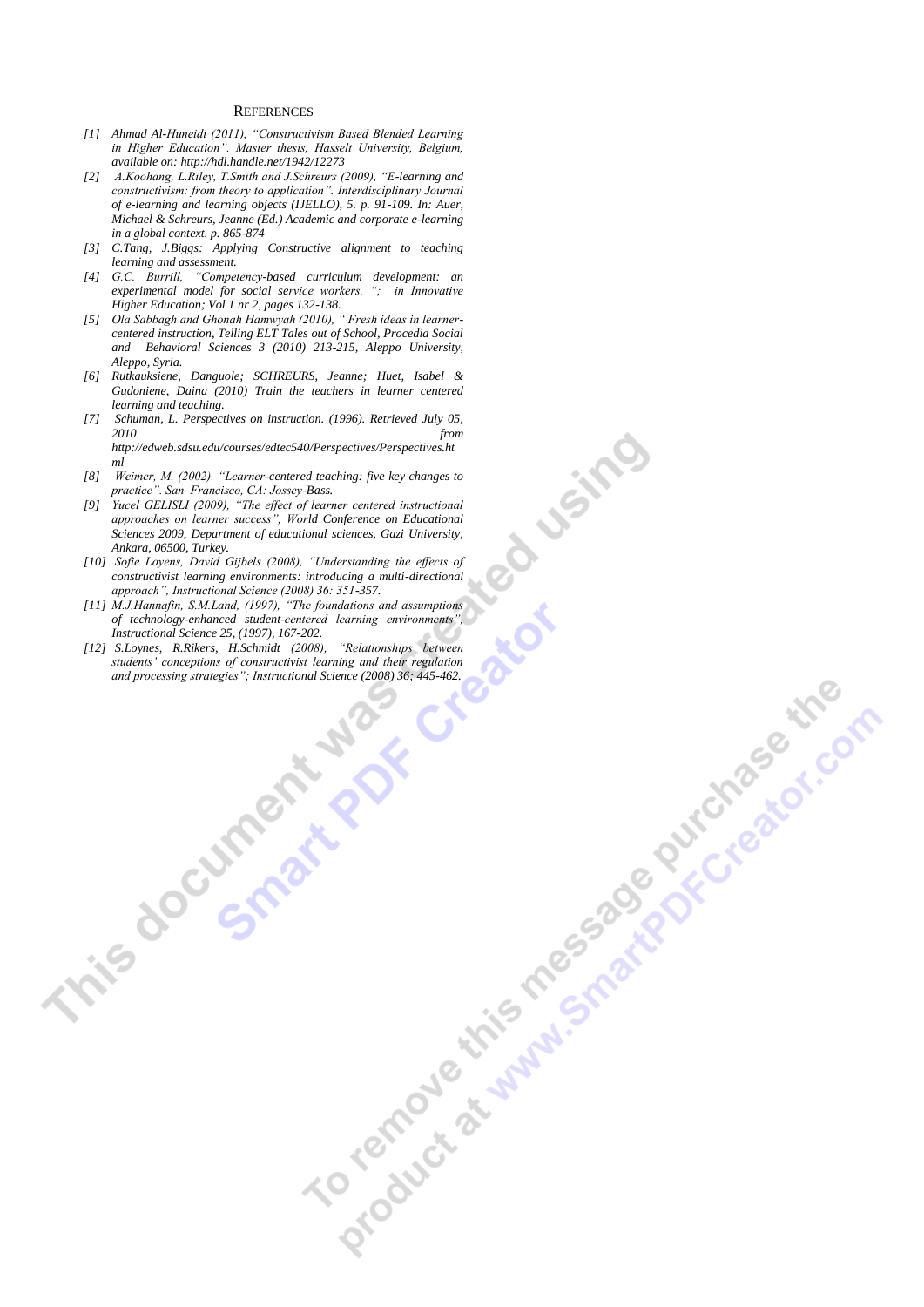## REFERENCES

- [1] *Ahmad Al-Huneidi (2011), "Constructivism Based Blended Learning in Higher Education". Master thesis, Hasselt University, Belgium, available on: http://hdl.handle.net/1942/12273*
- [2] *A.Koohang, L.Riley, T.Smith and J.Schreurs (2009), "E-learning and constructivism: from theory to application". Interdisciplinary Journal of e-learning and learning objects (IJELLO), 5. p. 91-109. In: Auer, Michael & Schreurs, Jeanne (Ed.) Academic and corporate e-learning in a global context. p. 865-874*
- [3] *C.Tang, J.Biggs: Applying Constructive alignment to teaching learning and assessment.*
- [4] *G.C. Burrill, "Competency-based curriculum development: an experimental model for social service workers. "; in Innovative Higher Education; Vol 1 nr 2, pages 132-138.*
- [5] *Ola Sabbagh and Ghonah Hamwyah (2010), " Fresh ideas in learner-centered instruction, Telling ELT Tales out of School, Procedia Social and Behavioral Sciences 3 (2010) 213-215, Aleppo University, Aleppo, Syria.*
- [6] *Rutkauksiene, Danguole; SCHREURS, Jeanne; Huet, Isabel & Gudoniene, Daina (2010) Train the teachers in learner centered learning and teaching.*
- [7] *Schuman, L. Perspectives on instruction. (1996). Retrieved July 05, 2010 from http://edweb.sdsu.edu/courses/edtec540/Perspectives/Perspectives.html*
- [8] *Weimer, M. (2002). "Learner-centered teaching: five key changes to practice". San Francisco, CA: Jossey-Bass.*
- [9] *Yucel GELISLI (2009), "The effect of learner centered instructional approaches on learner success", World Conference on Educational Sciences 2009, Department of educational sciences, Gazi University, Ankara, 06500, Turkey.*
- [10] *Sofie Loyens, David Gijbels (2008), "Understanding the effects of constructivist learning environments: introducing a multi-directional approach", Instructional Science (2008) 36: 351-357.*
- [11] *M.J.Hannafin, S.M.Land, (1997), "The foundations and assumptions of technology-enhanced student-centered learning environments", Instructional Science 25, (1997), 167-202.*
- [12] *S.Loynes, R.Rikers, H.Schmidt (2008); "Relationships between students' conceptions of constructivist learning and their regulation and processing strategies"; Instructional Science (2008) 36; 445-462.*